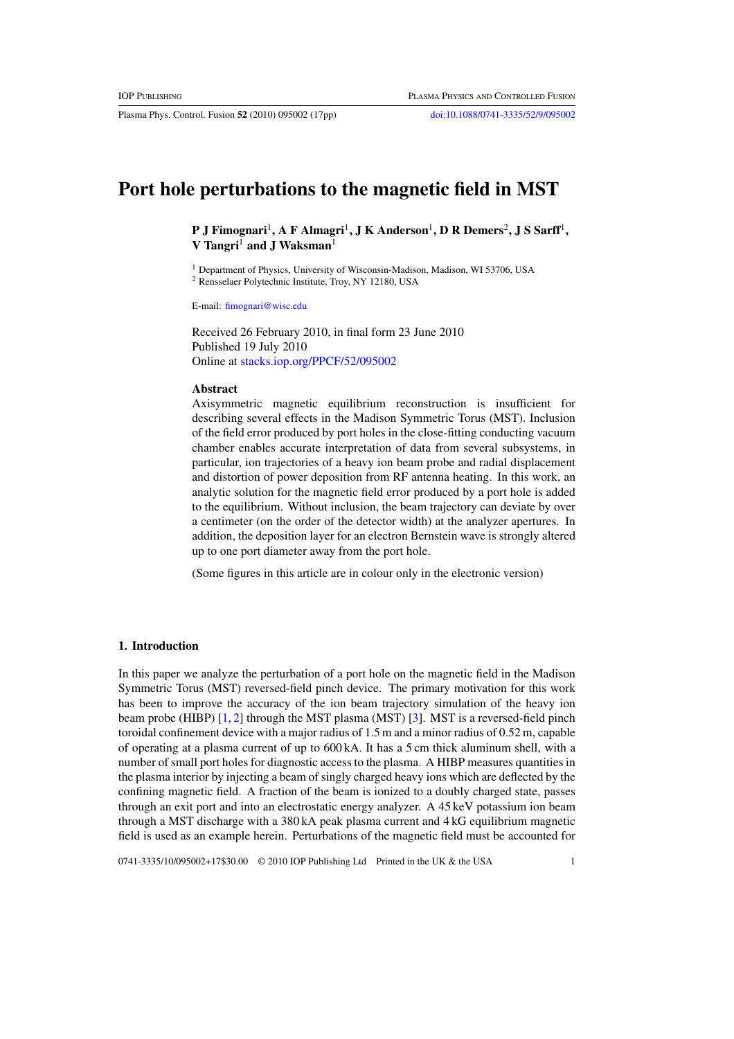# Port hole perturbations to the magnetic field in MST

**P J Fimognari[1], A F Almagri[1], J K Anderson[1], D R Demers[2], J S Sarff[1], V Tangri[1] and J Waksman[1]**

[1] Department of Physics, University of Wisconsin-Madison, Madison, WI 53706, USA
[2] Rensselaer Polytechnic Institute, Troy, NY 12180, USA

E-mail: fimognari@wisc.edu

Received 26 February 2010, in final form 23 June 2010
Published 19 July 2010
Online at stacks.iop.org/PPCF/52/095002

## Abstract

Axisymmetric magnetic equilibrium reconstruction is insufficient for describing several effects in the Madison Symmetric Torus (MST). Inclusion of the field error produced by port holes in the close-fitting conducting vacuum chamber enables accurate interpretation of data from several subsystems, in particular, ion trajectories of a heavy ion beam probe and radial displacement and distortion of power deposition from RF antenna heating. In this work, an analytic solution for the magnetic field error produced by a port hole is added to the equilibrium. Without inclusion, the beam trajectory can deviate by over a centimeter (on the order of the detector width) at the analyzer apertures. In addition, the deposition layer for an electron Bernstein wave is strongly altered up to one port diameter away from the port hole.

(Some figures in this article are in colour only in the electronic version)

## 1. Introduction

In this paper we analyze the perturbation of a port hole on the magnetic field in the Madison Symmetric Torus (MST) reversed-field pinch device. The primary motivation for this work has been to improve the accuracy of the ion beam trajectory simulation of the heavy ion beam probe (HIBP) [1, 2] through the MST plasma (MST) [3]. MST is a reversed-field pinch toroidal confinement device with a major radius of 1.5 m and a minor radius of 0.52 m, capable of operating at a plasma current of up to 600 kA. It has a 5 cm thick aluminum shell, with a number of small port holes for diagnostic access to the plasma. A HIBP measures quantities in the plasma interior by injecting a beam of singly charged heavy ions which are deflected by the confining magnetic field. A fraction of the beam is ionized to a doubly charged state, passes through an exit port and into an electrostatic energy analyzer. A 45 keV potassium ion beam through a MST discharge with a 380 kA peak plasma current and 4 kG equilibrium magnetic field is used as an example herein. Perturbations of the magnetic field must be accounted for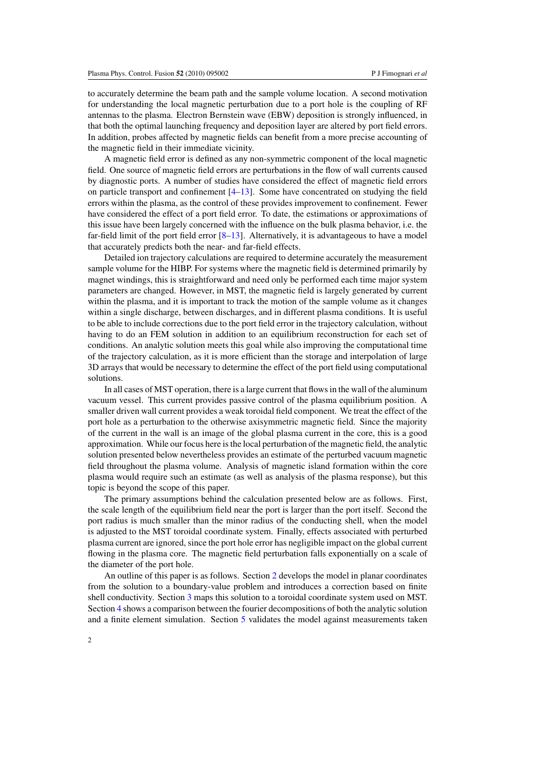to accurately determine the beam path and the sample volume location. A second motivation for understanding the local magnetic perturbation due to a port hole is the coupling of RF antennas to the plasma. Electron Bernstein wave (EBW) deposition is strongly influenced, in that both the optimal launching frequency and deposition layer are altered by port field errors. In addition, probes affected by magnetic fields can benefit from a more precise accounting of the magnetic field in their immediate vicinity.

A magnetic field error is defined as any non-symmetric component of the local magnetic field. One source of magnetic field errors are perturbations in the flow of wall currents caused by diagnostic ports. A number of studies have considered the effect of magnetic field errors on particle transport and confinement [4–13]. Some have concentrated on studying the field errors within the plasma, as the control of these provides improvement to confinement. Fewer have considered the effect of a port field error. To date, the estimations or approximations of this issue have been largely concerned with the influence on the bulk plasma behavior, i.e. the far-field limit of the port field error [8–13]. Alternatively, it is advantageous to have a model that accurately predicts both the near- and far-field effects.

Detailed ion trajectory calculations are required to determine accurately the measurement sample volume for the HIBP. For systems where the magnetic field is determined primarily by magnet windings, this is straightforward and need only be performed each time major system parameters are changed. However, in MST, the magnetic field is largely generated by current within the plasma, and it is important to track the motion of the sample volume as it changes within a single discharge, between discharges, and in different plasma conditions. It is useful to be able to include corrections due to the port field error in the trajectory calculation, without having to do an FEM solution in addition to an equilibrium reconstruction for each set of conditions. An analytic solution meets this goal while also improving the computational time of the trajectory calculation, as it is more efficient than the storage and interpolation of large 3D arrays that would be necessary to determine the effect of the port field using computational solutions.

In all cases of MST operation, there is a large current that flows in the wall of the aluminum vacuum vessel. This current provides passive control of the plasma equilibrium position. A smaller driven wall current provides a weak toroidal field component. We treat the effect of the port hole as a perturbation to the otherwise axisymmetric magnetic field. Since the majority of the current in the wall is an image of the global plasma current in the core, this is a good approximation. While our focus here is the local perturbation of the magnetic field, the analytic solution presented below nevertheless provides an estimate of the perturbed vacuum magnetic field throughout the plasma volume. Analysis of magnetic island formation within the core plasma would require such an estimate (as well as analysis of the plasma response), but this topic is beyond the scope of this paper.

The primary assumptions behind the calculation presented below are as follows. First, the scale length of the equilibrium field near the port is larger than the port itself. Second the port radius is much smaller than the minor radius of the conducting shell, when the model is adjusted to the MST toroidal coordinate system. Finally, effects associated with perturbed plasma current are ignored, since the port hole error has negligible impact on the global current flowing in the plasma core. The magnetic field perturbation falls exponentially on a scale of the diameter of the port hole.

An outline of this paper is as follows. Section 2 develops the model in planar coordinates from the solution to a boundary-value problem and introduces a correction based on finite shell conductivity. Section 3 maps this solution to a toroidal coordinate system used on MST. Section 4 shows a comparison between the fourier decompositions of both the analytic solution and a finite element simulation. Section 5 validates the model against measurements taken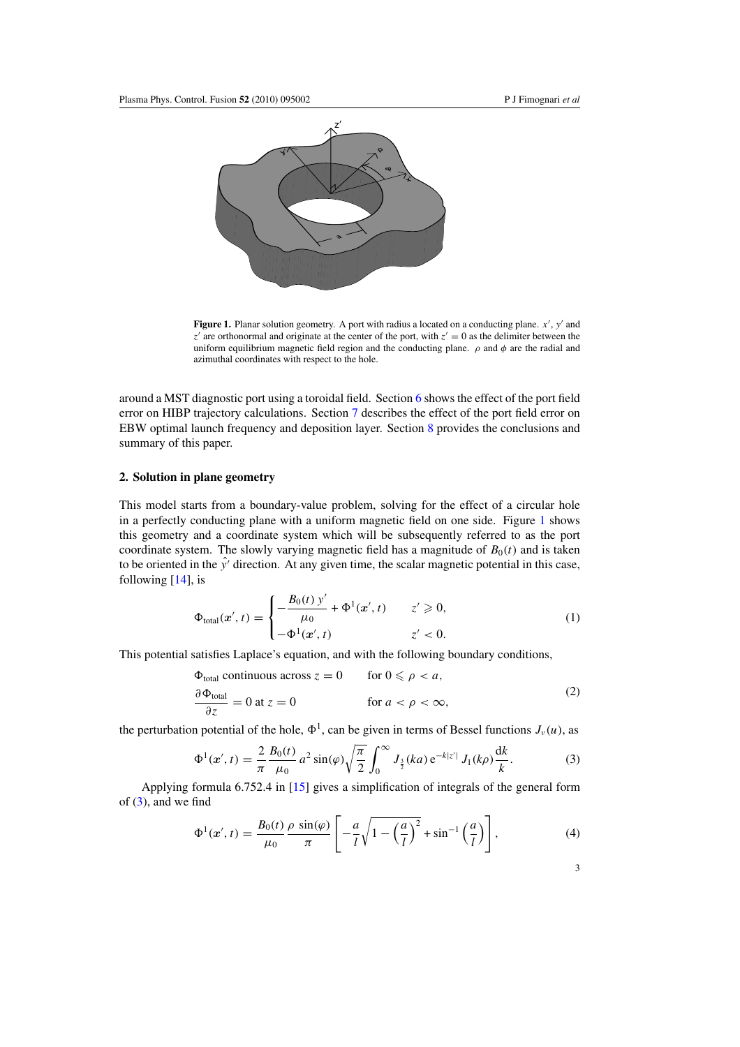**Figure 1.** Planar solution geometry. A port with radius a located on a conducting plane. $x'$, $y'$ and $z'$ are orthonormal and originate at the center of the port, with $z' = 0$ as the delimiter between the uniform equilibrium magnetic field region and the conducting plane. $\rho$ and $\phi$ are the radial and azimuthal coordinates with respect to the hole.

around a MST diagnostic port using a toroidal field. Section 6 shows the effect of the port field error on HIBP trajectory calculations. Section 7 describes the effect of the port field error on EBW optimal launch frequency and deposition layer. Section 8 provides the conclusions and summary of this paper.

## 2. Solution in plane geometry

This model starts from a boundary-value problem, solving for the effect of a circular hole in a perfectly conducting plane with a uniform magnetic field on one side. Figure 1 shows this geometry and a coordinate system which will be subsequently referred to as the port coordinate system. The slowly varying magnetic field has a magnitude of $B_0(t)$ and is taken to be oriented in the $\hat{y}'$ direction. At any given time, the scalar magnetic potential in this case, following [14], is

$$\Phi_{\text{total}}(\boldsymbol{x}', t) = \begin{cases} -\dfrac{B_0(t)\, y'}{\mu_0} + \Phi^1(\boldsymbol{x}', t) & z' \geqslant 0, \\ -\Phi^1(\boldsymbol{x}', t) & z' < 0. \end{cases} \tag{1}$$

This potential satisfies Laplace's equation, and with the following boundary conditions,

$$\begin{aligned} &\Phi_{\text{total}} \text{ continuous across } z = 0 \qquad && \text{for } 0 \leqslant \rho < a, \\ &\frac{\partial \Phi_{\text{total}}}{\partial z} = 0 \text{ at } z = 0 && \text{for } a < \rho < \infty, \end{aligned} \tag{2}$$

the perturbation potential of the hole, $\Phi^1$, can be given in terms of Bessel functions $J_\nu(u)$, as

$$\Phi^1(\boldsymbol{x}', t) = \frac{2}{\pi} \frac{B_0(t)}{\mu_0} a^2 \sin(\varphi) \sqrt{\frac{\pi}{2}} \int_0^\infty J_{\frac{3}{2}}(ka)\, \mathrm{e}^{-k|z'|}\, J_1(k\rho) \frac{\mathrm{d}k}{k}. \tag{3}$$

Applying formula 6.752.4 in [15] gives a simplification of integrals of the general form of (3), and we find

$$\Phi^1(\boldsymbol{x}', t) = \frac{B_0(t)}{\mu_0} \frac{\rho \sin(\varphi)}{\pi} \left[ -\frac{a}{l} \sqrt{1 - \left(\frac{a}{l}\right)^2} + \sin^{-1}\left(\frac{a}{l}\right) \right], \tag{4}$$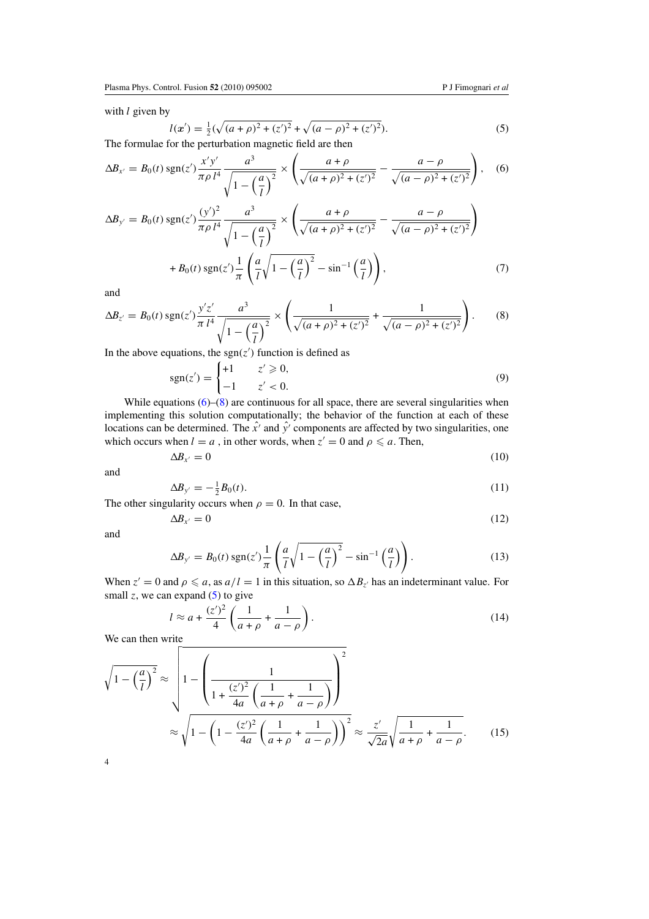with $l$ given by

$$l(\boldsymbol{x}') = \tfrac{1}{2}(\sqrt{(a+\rho)^2 + (z')^2} + \sqrt{(a-\rho)^2 + (z')^2}). \tag{5}$$

The formulae for the perturbation magnetic field are then

$$\Delta B_{x'} = B_0(t)\,\mathrm{sgn}(z')\frac{x'y'}{\pi\rho\, l^4}\frac{a^3}{\sqrt{1-\left(\frac{a}{l}\right)^2}} \times \left(\frac{a+\rho}{\sqrt{(a+\rho)^2+(z')^2}} - \frac{a-\rho}{\sqrt{(a-\rho)^2+(z')^2}}\right), \tag{6}$$

$$\Delta B_{y'} = B_0(t)\,\mathrm{sgn}(z')\frac{(y')^2}{\pi\rho\, l^4}\frac{a^3}{\sqrt{1-\left(\frac{a}{l}\right)^2}} \times \left(\frac{a+\rho}{\sqrt{(a+\rho)^2+(z')^2}} - \frac{a-\rho}{\sqrt{(a-\rho)^2+(z')^2}}\right)$$
$$+ B_0(t)\,\mathrm{sgn}(z')\frac{1}{\pi}\left(\frac{a}{l}\sqrt{1-\left(\frac{a}{l}\right)^2} - \sin^{-1}\left(\frac{a}{l}\right)\right), \tag{7}$$

and

$$\Delta B_{z'} = B_0(t)\,\mathrm{sgn}(z')\frac{y'z'}{\pi\, l^4}\frac{a^3}{\sqrt{1-\left(\frac{a}{l}\right)^2}} \times \left(\frac{1}{\sqrt{(a+\rho)^2+(z')^2}} + \frac{1}{\sqrt{(a-\rho)^2+(z')^2}}\right). \tag{8}$$

In the above equations, the $\mathrm{sgn}(z')$ function is defined as

$$\mathrm{sgn}(z') = \begin{cases} +1 & z' \geqslant 0, \\ -1 & z' < 0. \end{cases} \tag{9}$$

While equations (6)–(8) are continuous for all space, there are several singularities when implementing this solution computationally; the behavior of the function at each of these locations can be determined. The $\hat{x'}$ and $\hat{y'}$ components are affected by two singularities, one which occurs when $l = a$ , in other words, when $z' = 0$ and $\rho \leqslant a$. Then,

$$\Delta B_{x'} = 0 \tag{10}$$

and

$$\Delta B_{y'} = -\tfrac{1}{2}B_0(t). \tag{11}$$

The other singularity occurs when $\rho = 0$. In that case,

$$\Delta B_{x'} = 0 \tag{12}$$

and

$$\Delta B_{y'} = B_0(t)\,\mathrm{sgn}(z')\frac{1}{\pi}\left(\frac{a}{l}\sqrt{1-\left(\frac{a}{l}\right)^2} - \sin^{-1}\left(\frac{a}{l}\right)\right). \tag{13}$$

When $z' = 0$ and $\rho \leqslant a$, as $a/l = 1$ in this situation, so $\Delta B_{z'}$ has an indeterminant value. For small $z$, we can expand (5) to give

$$l \approx a + \frac{(z')^2}{4}\left(\frac{1}{a+\rho} + \frac{1}{a-\rho}\right). \tag{14}$$

We can then write

$$\sqrt{1-\left(\frac{a}{l}\right)^2} \approx \sqrt{1-\left(\frac{1}{1+\frac{(z')^2}{4a}\left(\frac{1}{a+\rho}+\frac{1}{a-\rho}\right)}\right)^2}$$
$$\approx \sqrt{1-\left(1-\frac{(z')^2}{4a}\left(\frac{1}{a+\rho}+\frac{1}{a-\rho}\right)\right)^2} \approx \frac{z'}{\sqrt{2a}}\sqrt{\frac{1}{a+\rho}+\frac{1}{a-\rho}}. \tag{15}$$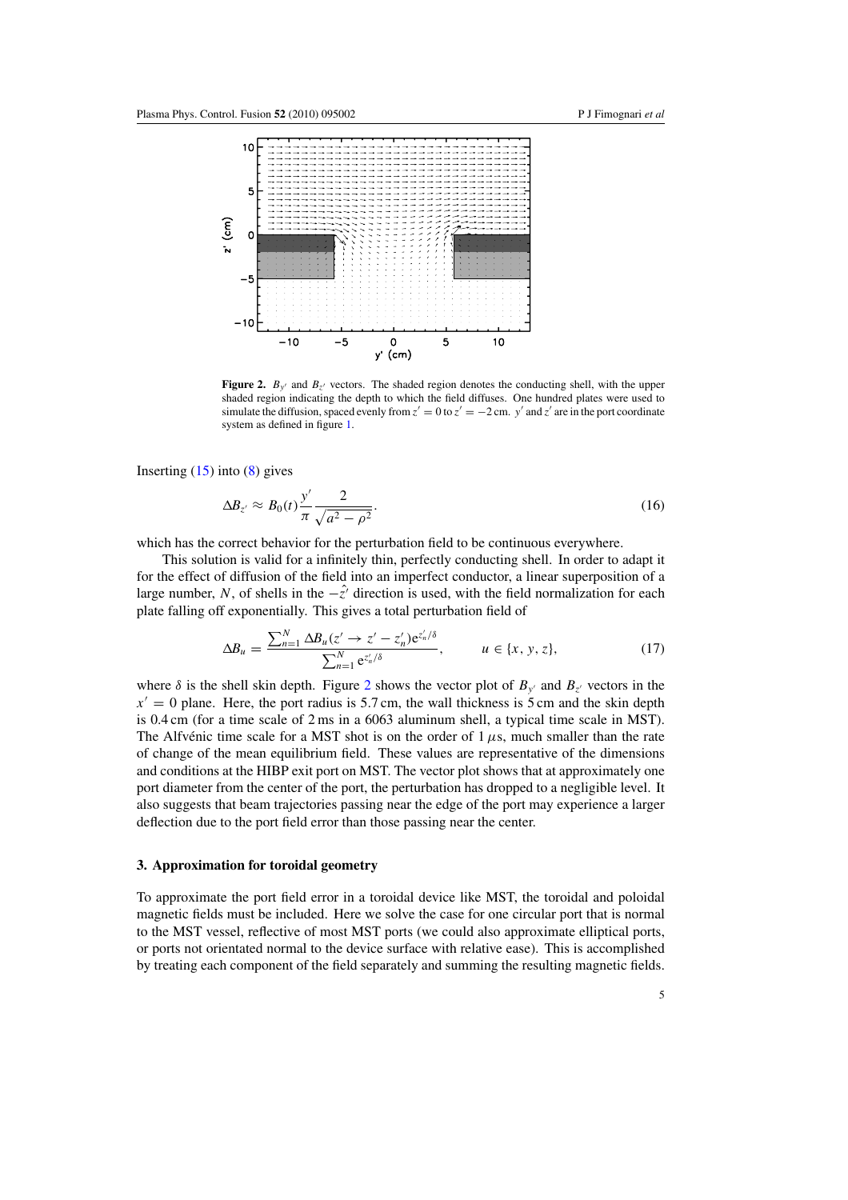**Figure 2.** $B_{y'}$ and $B_{z'}$ vectors. The shaded region denotes the conducting shell, with the upper shaded region indicating the depth to which the field diffuses. One hundred plates were used to simulate the diffusion, spaced evenly from $z' = 0$ to $z' = -2$ cm. $y'$ and $z'$ are in the port coordinate system as defined in figure 1.

Inserting (15) into (8) gives

$$\Delta B_{z'} \approx B_0(t)\frac{y'}{\pi}\frac{2}{\sqrt{a^2 - \rho^2}}. \tag{16}$$

which has the correct behavior for the perturbation field to be continuous everywhere.

This solution is valid for a infinitely thin, perfectly conducting shell. In order to adapt it for the effect of diffusion of the field into an imperfect conductor, a linear superposition of a large number, $N$, of shells in the $-\hat{z}'$ direction is used, with the field normalization for each plate falling off exponentially. This gives a total perturbation field of

$$\Delta B_u = \frac{\sum_{n=1}^{N} \Delta B_u(z' \to z' - z'_n)\mathrm{e}^{z'_n/\delta}}{\sum_{n=1}^{N} \mathrm{e}^{z'_n/\delta}}, \qquad u \in \{x, y, z\}, \tag{17}$$

where $\delta$ is the shell skin depth. Figure 2 shows the vector plot of $B_{y'}$ and $B_{z'}$ vectors in the $x' = 0$ plane. Here, the port radius is 5.7 cm, the wall thickness is 5 cm and the skin depth is 0.4 cm (for a time scale of 2 ms in a 6063 aluminum shell, a typical time scale in MST). The Alfvénic time scale for a MST shot is on the order of 1 $\mu$s, much smaller than the rate of change of the mean equilibrium field. These values are representative of the dimensions and conditions at the HIBP exit port on MST. The vector plot shows that at approximately one port diameter from the center of the port, the perturbation has dropped to a negligible level. It also suggests that beam trajectories passing near the edge of the port may experience a larger deflection due to the port field error than those passing near the center.

## 3. Approximation for toroidal geometry

To approximate the port field error in a toroidal device like MST, the toroidal and poloidal magnetic fields must be included. Here we solve the case for one circular port that is normal to the MST vessel, reflective of most MST ports (we could also approximate elliptical ports, or ports not orientated normal to the device surface with relative ease). This is accomplished by treating each component of the field separately and summing the resulting magnetic fields.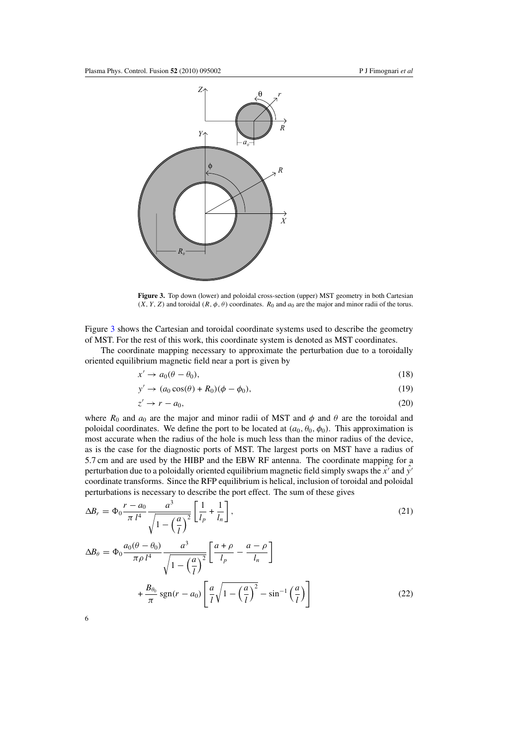**Figure 3.** Top down (lower) and poloidal cross-section (upper) MST geometry in both Cartesian $(X, Y, Z)$ and toroidal $(R, \phi, \theta)$ coordinates. $R_0$ and $a_0$ are the major and minor radii of the torus.

Figure 3 shows the Cartesian and toroidal coordinate systems used to describe the geometry of MST. For the rest of this work, this coordinate system is denoted as MST coordinates.

The coordinate mapping necessary to approximate the perturbation due to a toroidally oriented equilibrium magnetic field near a port is given by

$$x' \to a_0(\theta - \theta_0), \tag{18}$$

$$y' \to (a_0 \cos(\theta) + R_0)(\phi - \phi_0), \tag{19}$$

$$z' \to r - a_0, \tag{20}$$

where $R_0$ and $a_0$ are the major and minor radii of MST and $\phi$ and $\theta$ are the toroidal and poloidal coordinates. We define the port to be located at $(a_0, \theta_0, \phi_0)$. This approximation is most accurate when the radius of the hole is much less than the minor radius of the device, as is the case for the diagnostic ports of MST. The largest ports on MST have a radius of 5.7 cm and are used by the HIBP and the EBW RF antenna. The coordinate mapping for a perturbation due to a poloidally oriented equilibrium magnetic field simply swaps the $\hat{x}'$ and $\hat{y}'$ coordinate transforms. Since the RFP equilibrium is helical, inclusion of toroidal and poloidal perturbations is necessary to describe the port effect. The sum of these gives

$$\Delta B_r = \Phi_0 \frac{r - a_0}{\pi\, l^4} \frac{a^3}{\sqrt{1 - \left(\frac{a}{l}\right)^2}} \left[\frac{1}{l_p} + \frac{1}{l_n}\right], \tag{21}$$

$$\Delta B_\theta = \Phi_0 \frac{a_0(\theta - \theta_0)}{\pi \rho\, l^4} \frac{a^3}{\sqrt{1 - \left(\frac{a}{l}\right)^2}} \left[\frac{a + \rho}{l_p} - \frac{a - \rho}{l_n}\right] + \frac{B_{\theta_0}}{\pi} \operatorname{sgn}(r - a_0) \left[\frac{a}{l}\sqrt{1 - \left(\frac{a}{l}\right)^2} - \sin^{-1}\left(\frac{a}{l}\right)\right] \tag{22}$$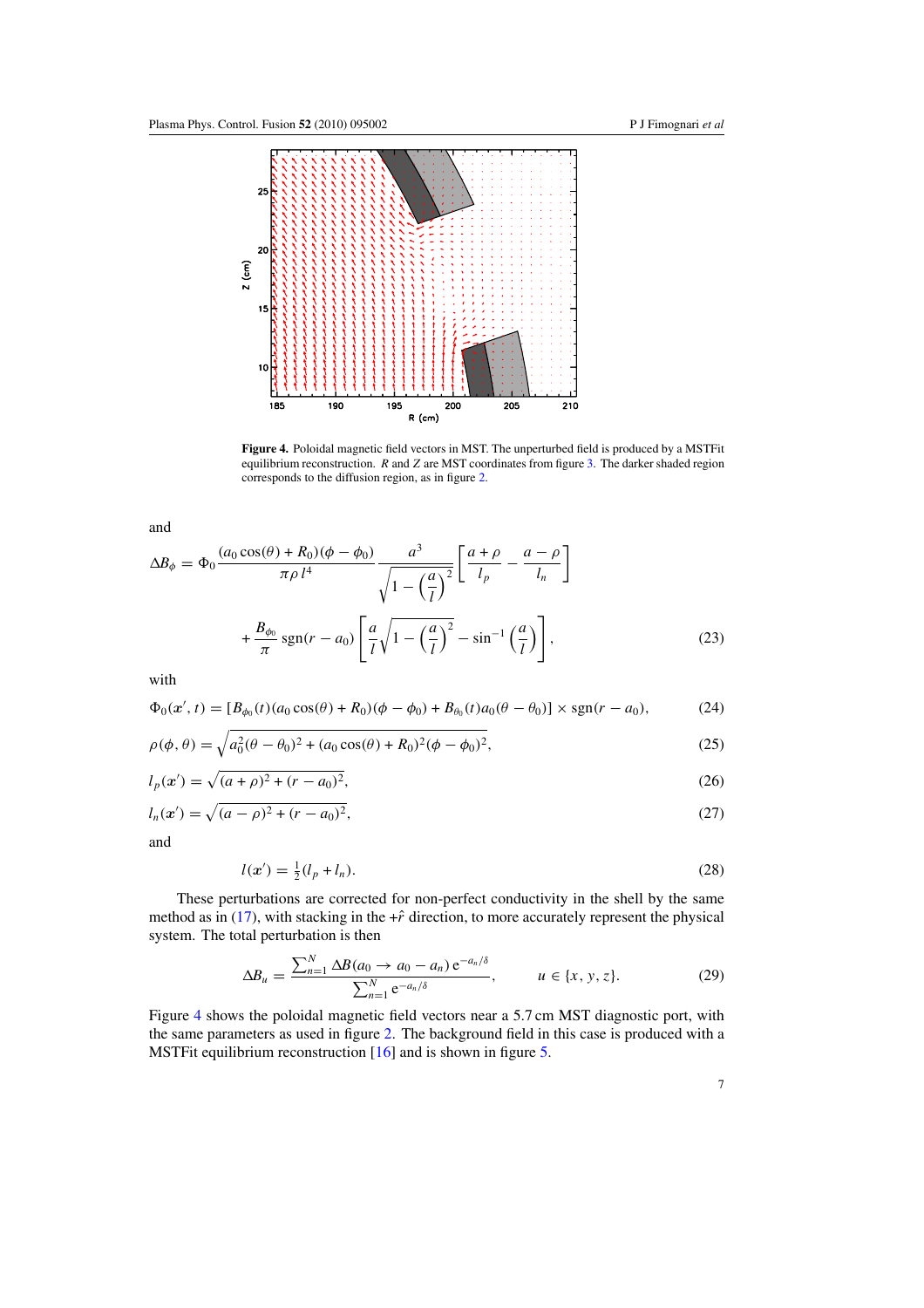**Figure 4.** Poloidal magnetic field vectors in MST. The unperturbed field is produced by a MSTFit equilibrium reconstruction. $R$ and $Z$ are MST coordinates from figure 3. The darker shaded region corresponds to the diffusion region, as in figure 2.

and

$$\Delta B_\phi = \Phi_0 \frac{(a_0 \cos(\theta) + R_0)(\phi - \phi_0)}{\pi \rho\, l^4} \frac{a^3}{\sqrt{1 - \left(\frac{a}{l}\right)^2}} \left[ \frac{a+\rho}{l_p} - \frac{a-\rho}{l_n} \right]$$

$$+ \frac{B_{\phi_0}}{\pi} \operatorname{sgn}(r - a_0) \left[ \frac{a}{l} \sqrt{1 - \left(\frac{a}{l}\right)^2} - \sin^{-1}\left(\frac{a}{l}\right) \right], \qquad (23)$$

with

$$\Phi_0(\boldsymbol{x}', t) = [B_{\phi_0}(t)(a_0 \cos(\theta) + R_0)(\phi - \phi_0) + B_{\theta_0}(t) a_0 (\theta - \theta_0)] \times \operatorname{sgn}(r - a_0), \qquad (24)$$

$$\rho(\phi, \theta) = \sqrt{a_0^2 (\theta - \theta_0)^2 + (a_0 \cos(\theta) + R_0)^2 (\phi - \phi_0)^2}, \qquad (25)$$

$$l_p(\boldsymbol{x}') = \sqrt{(a + \rho)^2 + (r - a_0)^2}, \qquad (26)$$

$$l_n(\boldsymbol{x}') = \sqrt{(a - \rho)^2 + (r - a_0)^2}, \qquad (27)$$

and

$$l(\boldsymbol{x}') = \tfrac{1}{2}(l_p + l_n). \qquad (28)$$

These perturbations are corrected for non-perfect conductivity in the shell by the same method as in (17), with stacking in the $+\hat{r}$ direction, to more accurately represent the physical system. The total perturbation is then

$$\Delta B_u = \frac{\sum_{n=1}^{N} \Delta B(a_0 \to a_0 - a_n)\, \mathrm{e}^{-a_n/\delta}}{\sum_{n=1}^{N} \mathrm{e}^{-a_n/\delta}}, \qquad u \in \{x, y, z\}. \qquad (29)$$

Figure 4 shows the poloidal magnetic field vectors near a 5.7 cm MST diagnostic port, with the same parameters as used in figure 2. The background field in this case is produced with a MSTFit equilibrium reconstruction [16] and is shown in figure 5.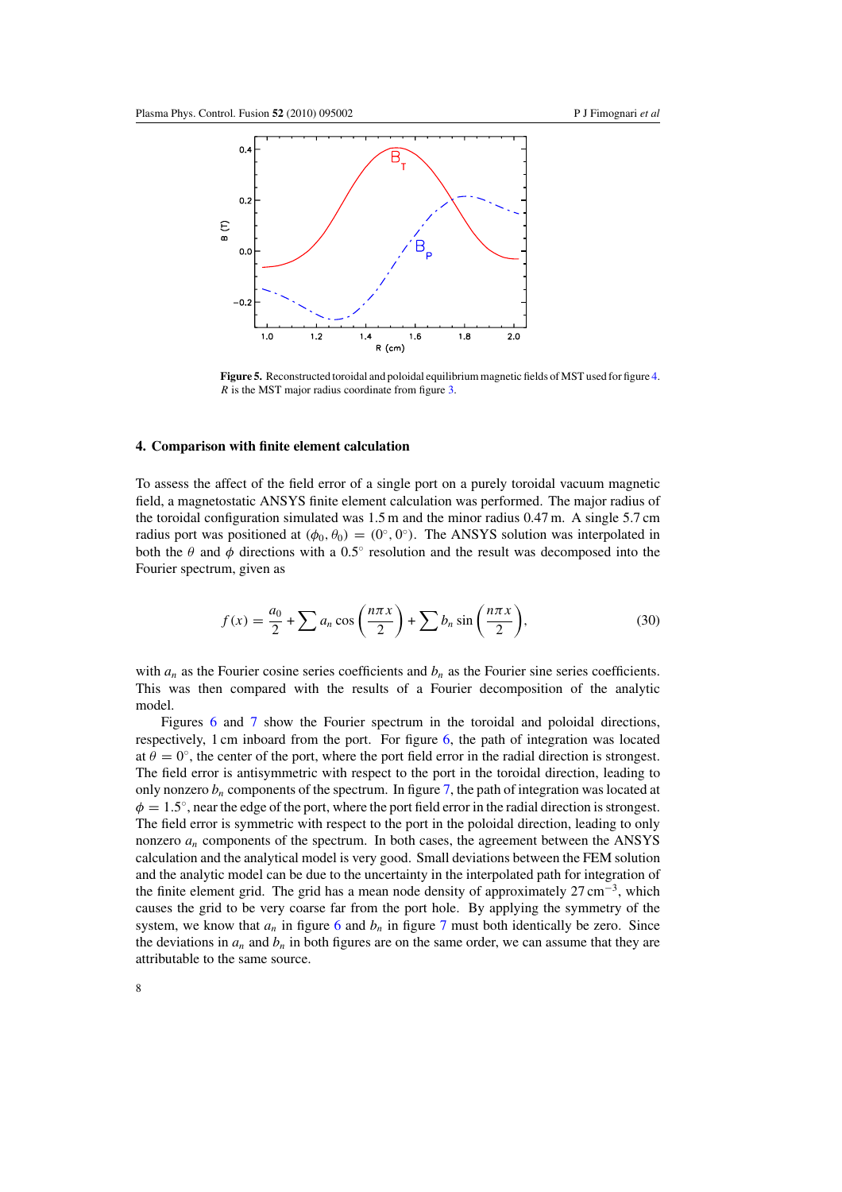Figure 5. Reconstructed toroidal and poloidal equilibrium magnetic fields of MST used for figure 4. $R$ is the MST major radius coordinate from figure 3.

## 4. Comparison with finite element calculation

To assess the affect of the field error of a single port on a purely toroidal vacuum magnetic field, a magnetostatic ANSYS finite element calculation was performed. The major radius of the toroidal configuration simulated was 1.5 m and the minor radius 0.47 m. A single 5.7 cm radius port was positioned at $(\phi_0, \theta_0) = (0^\circ, 0^\circ)$. The ANSYS solution was interpolated in both the $\theta$ and $\phi$ directions with a $0.5^\circ$ resolution and the result was decomposed into the Fourier spectrum, given as

$$f(x) = \frac{a_0}{2} + \sum a_n \cos\left(\frac{n\pi x}{2}\right) + \sum b_n \sin\left(\frac{n\pi x}{2}\right), \tag{30}$$

with $a_n$ as the Fourier cosine series coefficients and $b_n$ as the Fourier sine series coefficients. This was then compared with the results of a Fourier decomposition of the analytic model.

Figures 6 and 7 show the Fourier spectrum in the toroidal and poloidal directions, respectively, 1 cm inboard from the port. For figure 6, the path of integration was located at $\theta = 0^\circ$, the center of the port, where the port field error in the radial direction is strongest. The field error is antisymmetric with respect to the port in the toroidal direction, leading to only nonzero $b_n$ components of the spectrum. In figure 7, the path of integration was located at $\phi = 1.5^\circ$, near the edge of the port, where the port field error in the radial direction is strongest. The field error is symmetric with respect to the port in the poloidal direction, leading to only nonzero $a_n$ components of the spectrum. In both cases, the agreement between the ANSYS calculation and the analytical model is very good. Small deviations between the FEM solution and the analytic model can be due to the uncertainty in the interpolated path for integration of the finite element grid. The grid has a mean node density of approximately 27 $\text{cm}^{-3}$, which causes the grid to be very coarse far from the port hole. By applying the symmetry of the system, we know that $a_n$ in figure 6 and $b_n$ in figure 7 must both identically be zero. Since the deviations in $a_n$ and $b_n$ in both figures are on the same order, we can assume that they are attributable to the same source.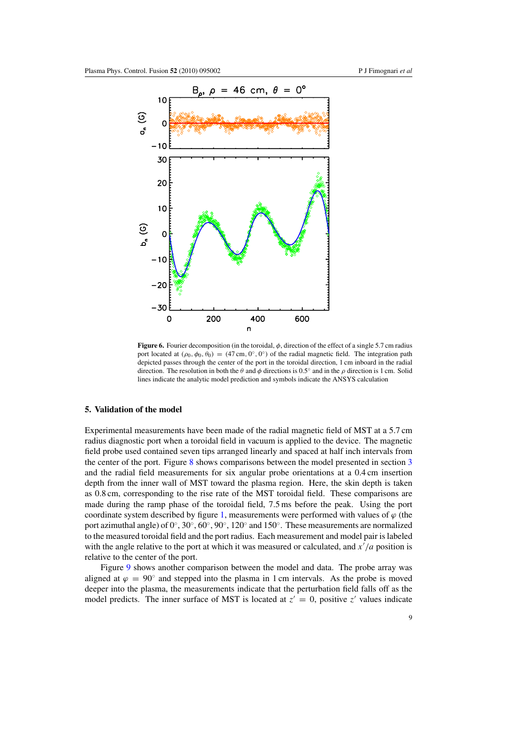**Figure 6.** Fourier decomposition (in the toroidal, $\phi$, direction of the effect of a single 5.7 cm radius port located at $(\rho_0, \phi_0, \theta_0) = (47\,\text{cm}, 0^\circ, 0^\circ)$ of the radial magnetic field. The integration path depicted passes through the center of the port in the toroidal direction, 1 cm inboard in the radial direction. The resolution in both the $\theta$ and $\phi$ directions is $0.5^\circ$ and in the $\rho$ direction is 1 cm. Solid lines indicate the analytic model prediction and symbols indicate the ANSYS calculation

## 5. Validation of the model

Experimental measurements have been made of the radial magnetic field of MST at a 5.7 cm radius diagnostic port when a toroidal field in vacuum is applied to the device. The magnetic field probe used contained seven tips arranged linearly and spaced at half inch intervals from the center of the port. Figure 8 shows comparisons between the model presented in section 3 and the radial field measurements for six angular probe orientations at a 0.4 cm insertion depth from the inner wall of MST toward the plasma region. Here, the skin depth is taken as 0.8 cm, corresponding to the rise rate of the MST toroidal field. These comparisons are made during the ramp phase of the toroidal field, 7.5 ms before the peak. Using the port coordinate system described by figure 1, measurements were performed with values of $\varphi$ (the port azimuthal angle) of $0^\circ$, $30^\circ$, $60^\circ$, $90^\circ$, $120^\circ$ and $150^\circ$. These measurements are normalized to the measured toroidal field and the port radius. Each measurement and model pair is labeled with the angle relative to the port at which it was measured or calculated, and $x'/a$ position is relative to the center of the port.

Figure 9 shows another comparison between the model and data. The probe array was aligned at $\varphi = 90^\circ$ and stepped into the plasma in 1 cm intervals. As the probe is moved deeper into the plasma, the measurements indicate that the perturbation field falls off as the model predicts. The inner surface of MST is located at $z' = 0$, positive $z'$ values indicate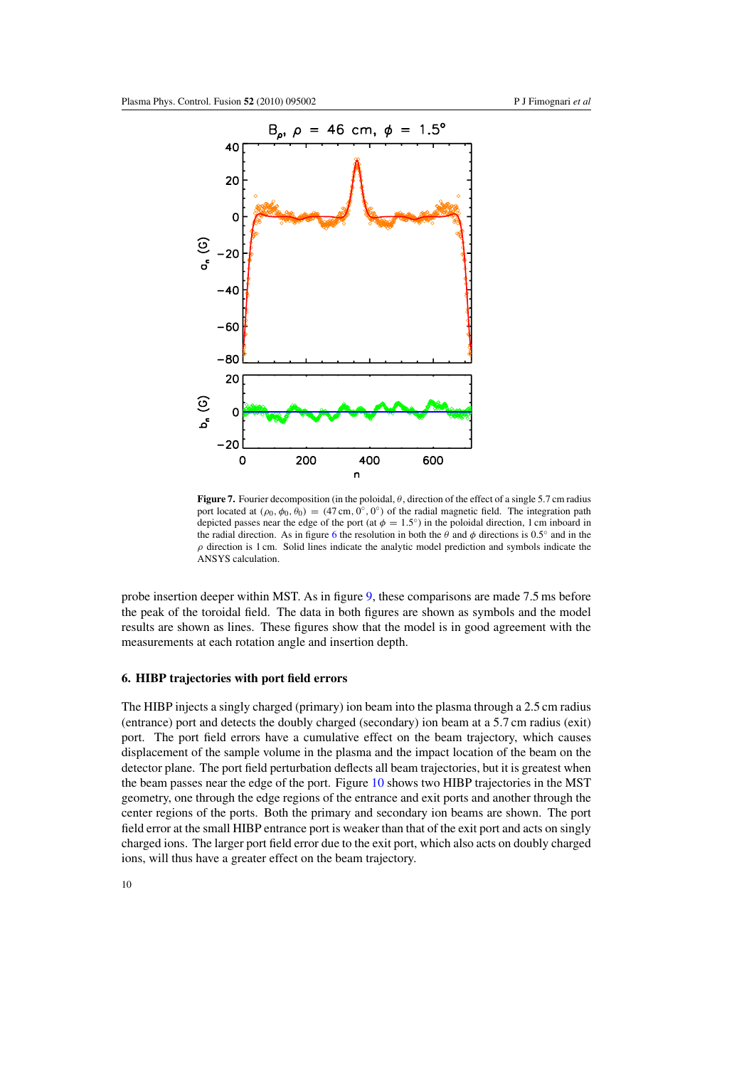**Figure 7.** Fourier decomposition (in the poloidal, $\theta$, direction of the effect of a single 5.7 cm radius port located at $(\rho_0, \phi_0, \theta_0) = (47\,\text{cm}, 0^\circ, 0^\circ)$ of the radial magnetic field. The integration path depicted passes near the edge of the port (at $\phi = 1.5^\circ$) in the poloidal direction, 1 cm inboard in the radial direction. As in figure 6 the resolution in both the $\theta$ and $\phi$ directions is $0.5^\circ$ and in the $\rho$ direction is 1 cm. Solid lines indicate the analytic model prediction and symbols indicate the ANSYS calculation.

probe insertion deeper within MST. As in figure 9, these comparisons are made 7.5 ms before the peak of the toroidal field. The data in both figures are shown as symbols and the model results are shown as lines. These figures show that the model is in good agreement with the measurements at each rotation angle and insertion depth.

## 6. HIBP trajectories with port field errors

The HIBP injects a singly charged (primary) ion beam into the plasma through a 2.5 cm radius (entrance) port and detects the doubly charged (secondary) ion beam at a 5.7 cm radius (exit) port. The port field errors have a cumulative effect on the beam trajectory, which causes displacement of the sample volume in the plasma and the impact location of the beam on the detector plane. The port field perturbation deflects all beam trajectories, but it is greatest when the beam passes near the edge of the port. Figure 10 shows two HIBP trajectories in the MST geometry, one through the edge regions of the entrance and exit ports and another through the center regions of the ports. Both the primary and secondary ion beams are shown. The port field error at the small HIBP entrance port is weaker than that of the exit port and acts on singly charged ions. The larger port field error due to the exit port, which also acts on doubly charged ions, will thus have a greater effect on the beam trajectory.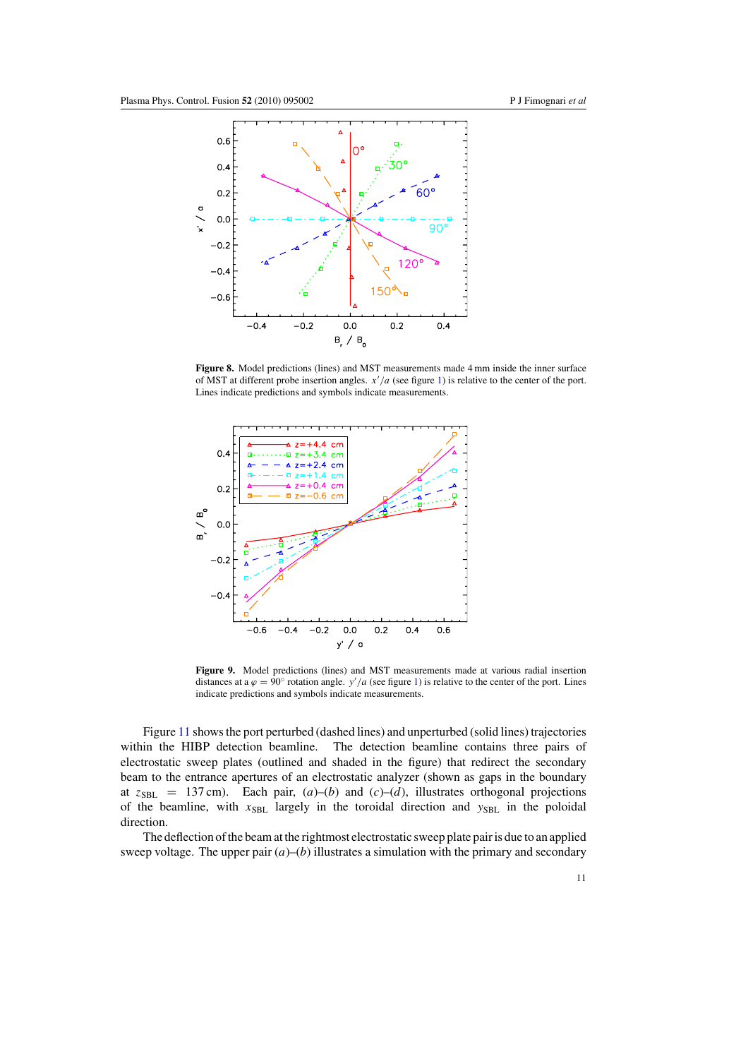**Figure 8.** Model predictions (lines) and MST measurements made 4 mm inside the inner surface of MST at different probe insertion angles. $x'/a$ (see figure 1) is relative to the center of the port. Lines indicate predictions and symbols indicate measurements.

**Figure 9.** Model predictions (lines) and MST measurements made at various radial insertion distances at a $\varphi = 90°$ rotation angle. $y'/a$ (see figure 1) is relative to the center of the port. Lines indicate predictions and symbols indicate measurements.

Figure 11 shows the port perturbed (dashed lines) and unperturbed (solid lines) trajectories within the HIBP detection beamline. The detection beamline contains three pairs of electrostatic sweep plates (outlined and shaded in the figure) that redirect the secondary beam to the entrance apertures of an electrostatic analyzer (shown as gaps in the boundary at $z_{\mathrm{SBL}} = 137$ cm). Each pair, (*a*)–(*b*) and (*c*)–(*d*), illustrates orthogonal projections of the beamline, with $x_{\mathrm{SBL}}$ largely in the toroidal direction and $y_{\mathrm{SBL}}$ in the poloidal direction.

The deflection of the beam at the rightmost electrostatic sweep plate pair is due to an applied sweep voltage. The upper pair (*a*)–(*b*) illustrates a simulation with the primary and secondary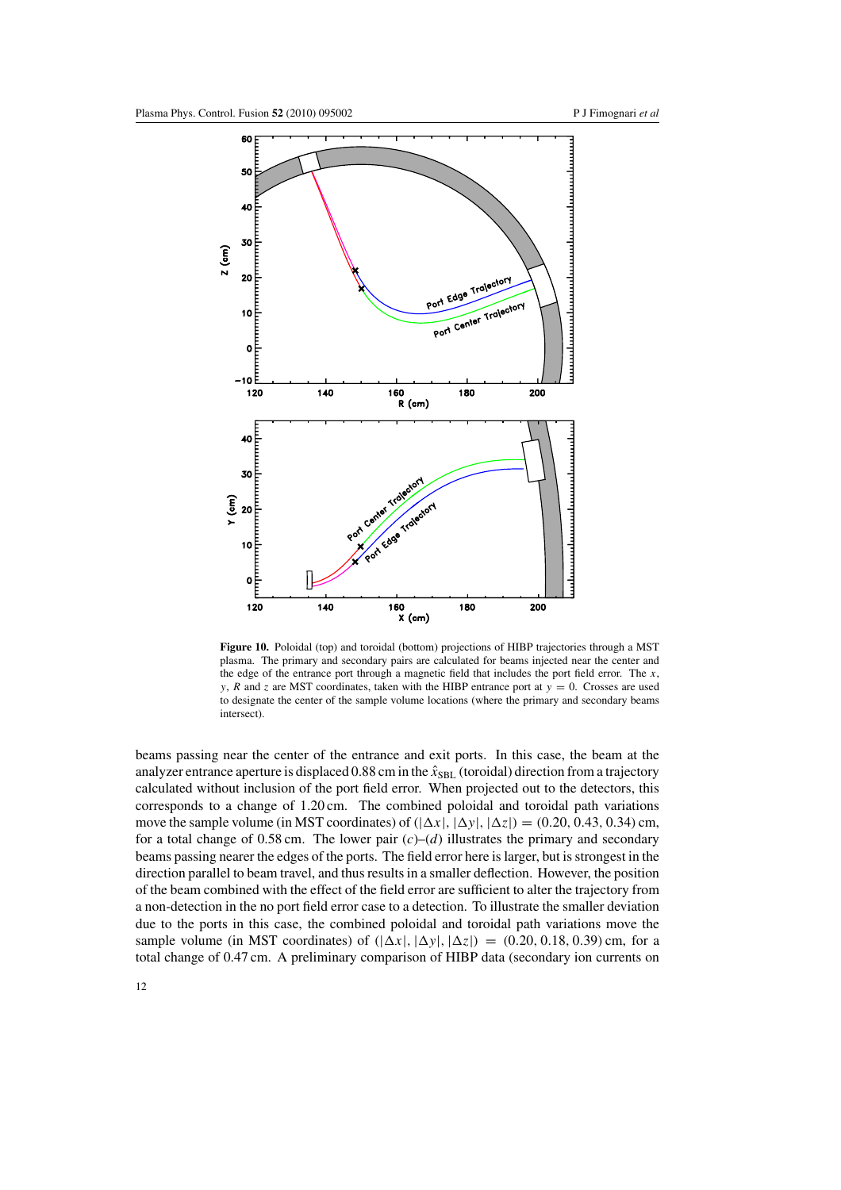**Figure 10.** Poloidal (top) and toroidal (bottom) projections of HIBP trajectories through a MST plasma. The primary and secondary pairs are calculated for beams injected near the center and the edge of the entrance port through a magnetic field that includes the port field error. The $x$, $y$, $R$ and $z$ are MST coordinates, taken with the HIBP entrance port at $y = 0$. Crosses are used to designate the center of the sample volume locations (where the primary and secondary beams intersect).

beams passing near the center of the entrance and exit ports. In this case, the beam at the analyzer entrance aperture is displaced 0.88 cm in the $\hat{x}_{\mathrm{SBL}}$ (toroidal) direction from a trajectory calculated without inclusion of the port field error. When projected out to the detectors, this corresponds to a change of 1.20 cm. The combined poloidal and toroidal path variations move the sample volume (in MST coordinates) of $(|\Delta x|, |\Delta y|, |\Delta z|) = (0.20, 0.43, 0.34)$ cm, for a total change of 0.58 cm. The lower pair $(c)$–$(d)$ illustrates the primary and secondary beams passing nearer the edges of the ports. The field error here is larger, but is strongest in the direction parallel to beam travel, and thus results in a smaller deflection. However, the position of the beam combined with the effect of the field error are sufficient to alter the trajectory from a non-detection in the no port field error case to a detection. To illustrate the smaller deviation due to the ports in this case, the combined poloidal and toroidal path variations move the sample volume (in MST coordinates) of $(|\Delta x|, |\Delta y|, |\Delta z|) = (0.20, 0.18, 0.39)$ cm, for a total change of 0.47 cm. A preliminary comparison of HIBP data (secondary ion currents on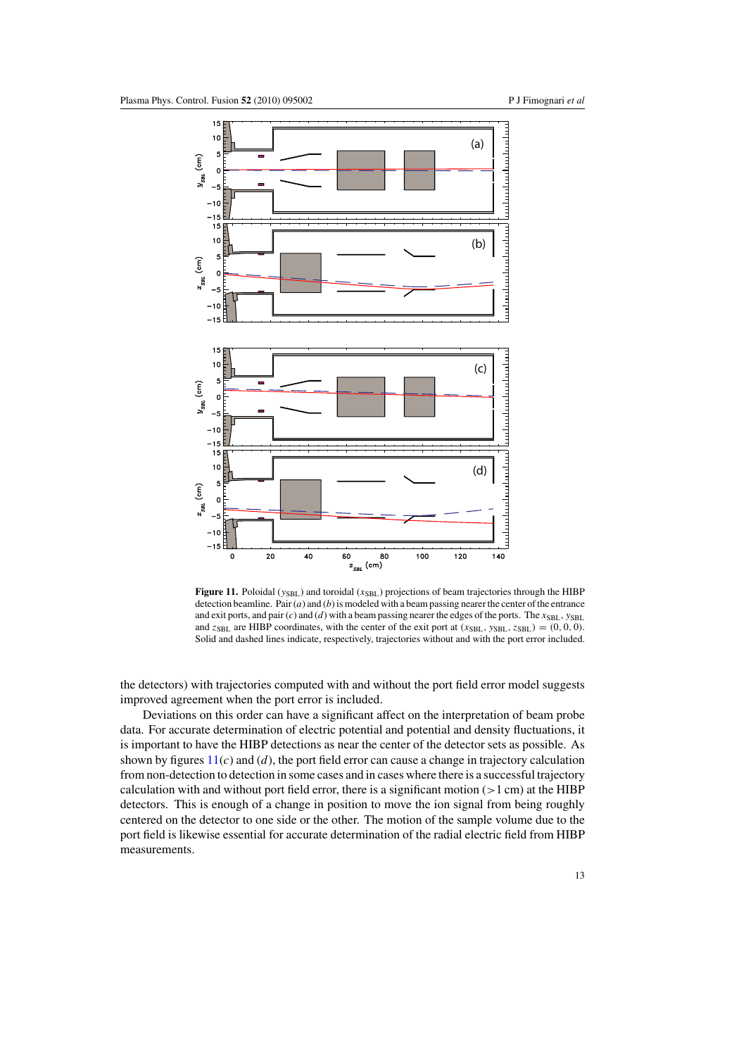**Figure 11.** Poloidal ($y_{\mathrm{SBL}}$) and toroidal ($x_{\mathrm{SBL}}$) projections of beam trajectories through the HIBP detection beamline. Pair (*a*) and (*b*) is modeled with a beam passing nearer the center of the entrance and exit ports, and pair (*c*) and (*d*) with a beam passing nearer the edges of the ports. The $x_{\mathrm{SBL}}$, $y_{\mathrm{SBL}}$ and $z_{\mathrm{SBL}}$ are HIBP coordinates, with the center of the exit port at $(x_{\mathrm{SBL}}, y_{\mathrm{SBL}}, z_{\mathrm{SBL}}) = (0, 0, 0)$. Solid and dashed lines indicate, respectively, trajectories without and with the port error included.

the detectors) with trajectories computed with and without the port field error model suggests improved agreement when the port error is included.

Deviations on this order can have a significant affect on the interpretation of beam probe data. For accurate determination of electric potential and potential and density fluctuations, it is important to have the HIBP detections as near the center of the detector sets as possible. As shown by figures 11(*c*) and (*d*), the port field error can cause a change in trajectory calculation from non-detection to detection in some cases and in cases where there is a successful trajectory calculation with and without port field error, there is a significant motion (>1 cm) at the HIBP detectors. This is enough of a change in position to move the ion signal from being roughly centered on the detector to one side or the other. The motion of the sample volume due to the port field is likewise essential for accurate determination of the radial electric field from HIBP measurements.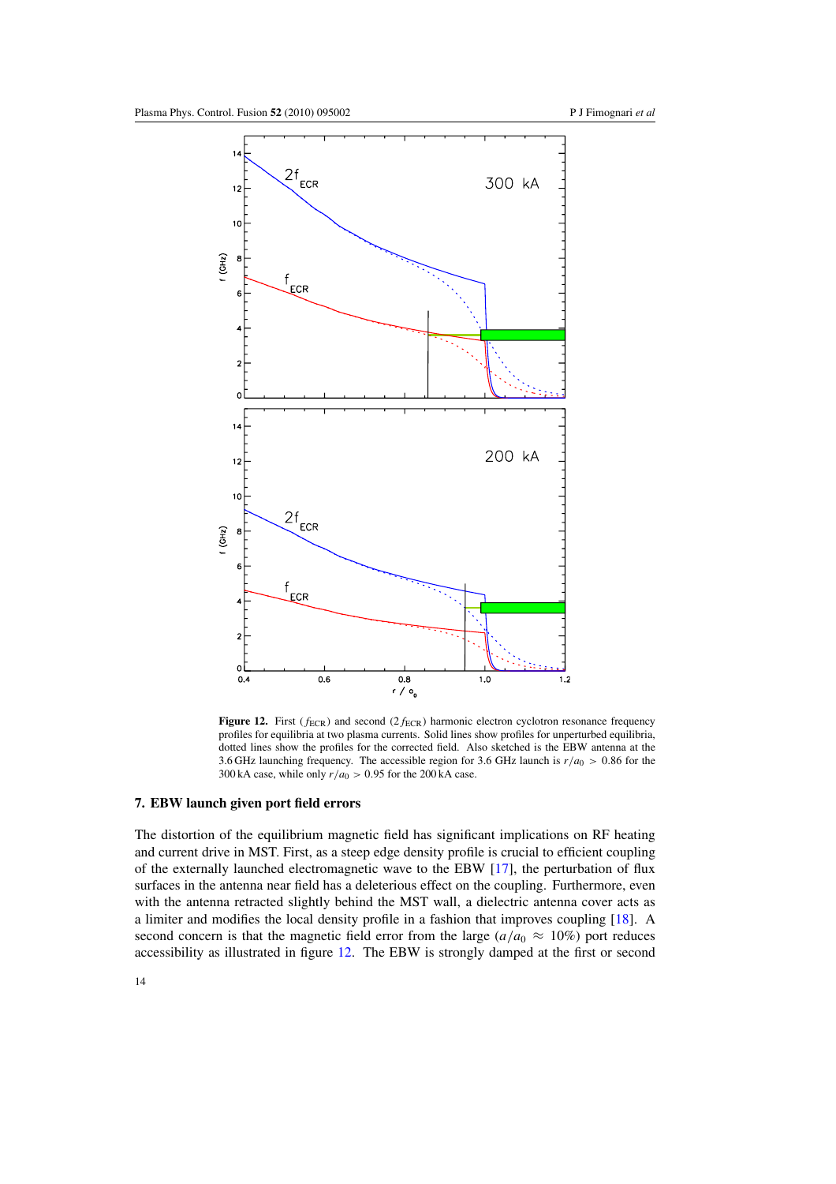**Figure 12.** First ($f_{ECR}$) and second ($2f_{ECR}$) harmonic electron cyclotron resonance frequency profiles for equilibria at two plasma currents. Solid lines show profiles for unperturbed equilibria, dotted lines show the profiles for the corrected field. Also sketched is the EBW antenna at the 3.6 GHz launching frequency. The accessible region for 3.6 GHz launch is $r/a_0 > 0.86$ for the 300 kA case, while only $r/a_0 > 0.95$ for the 200 kA case.

## 7. EBW launch given port field errors

The distortion of the equilibrium magnetic field has significant implications on RF heating and current drive in MST. First, as a steep edge density profile is crucial to efficient coupling of the externally launched electromagnetic wave to the EBW [17], the perturbation of flux surfaces in the antenna near field has a deleterious effect on the coupling. Furthermore, even with the antenna retracted slightly behind the MST wall, a dielectric antenna cover acts as a limiter and modifies the local density profile in a fashion that improves coupling [18]. A second concern is that the magnetic field error from the large ($a/a_0 \approx 10\%$) port reduces accessibility as illustrated in figure 12. The EBW is strongly damped at the first or second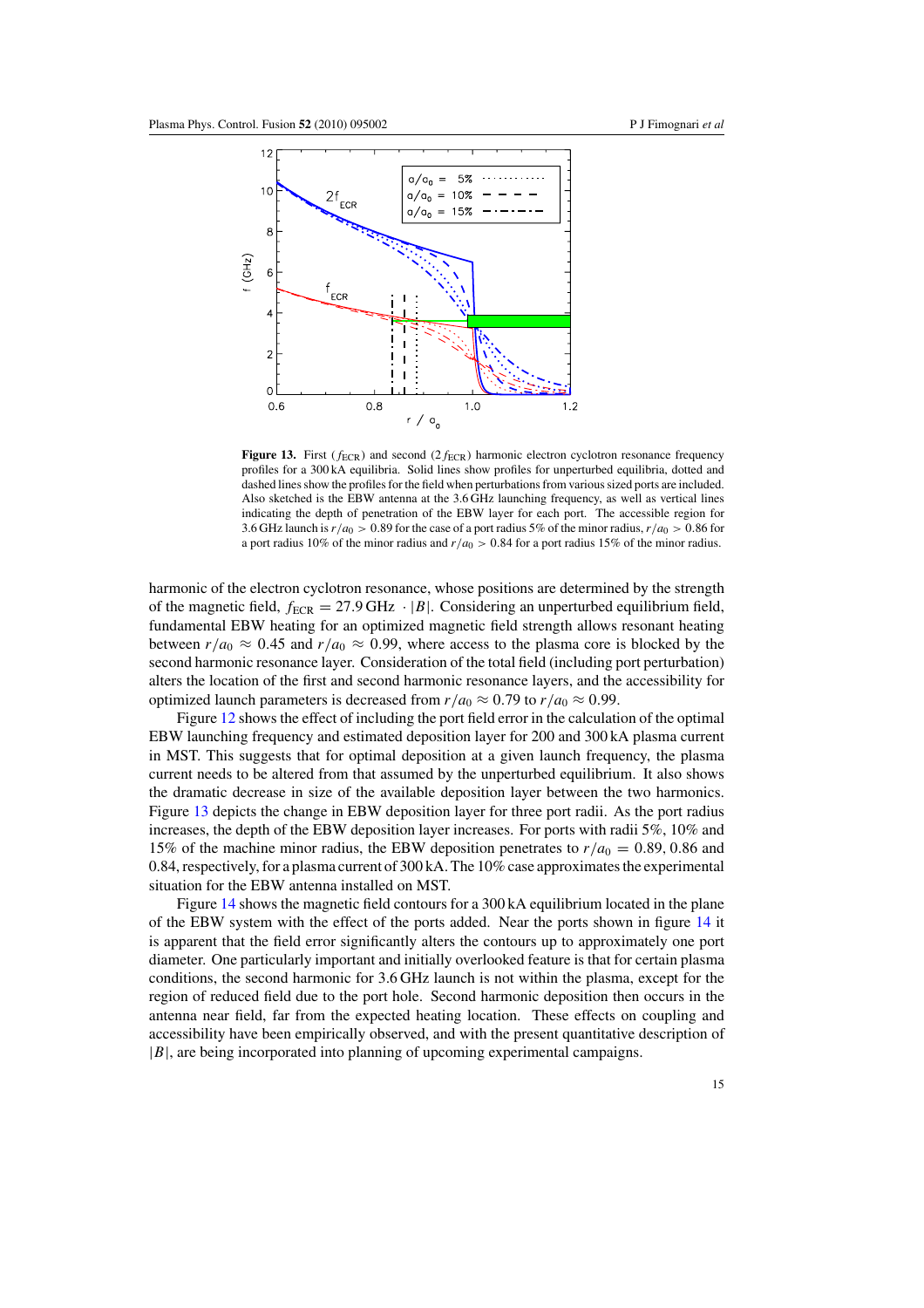**Figure 13.** First ($f_{ECR}$) and second ($2f_{ECR}$) harmonic electron cyclotron resonance frequency profiles for a 300 kA equilibria. Solid lines show profiles for unperturbed equilibria, dotted and dashed lines show the profiles for the field when perturbations from various sized ports are included. Also sketched is the EBW antenna at the 3.6 GHz launching frequency, as well as vertical lines indicating the depth of penetration of the EBW layer for each port. The accessible region for 3.6 GHz launch is $r/a_0 > 0.89$ for the case of a port radius 5% of the minor radius, $r/a_0 > 0.86$ for a port radius 10% of the minor radius and $r/a_0 > 0.84$ for a port radius 15% of the minor radius.

harmonic of the electron cyclotron resonance, whose positions are determined by the strength of the magnetic field, $f_{ECR} = 27.9\,\mathrm{GHz} \cdot |B|$. Considering an unperturbed equilibrium field, fundamental EBW heating for an optimized magnetic field strength allows resonant heating between $r/a_0 \approx 0.45$ and $r/a_0 \approx 0.99$, where access to the plasma core is blocked by the second harmonic resonance layer. Consideration of the total field (including port perturbation) alters the location of the first and second harmonic resonance layers, and the accessibility for optimized launch parameters is decreased from $r/a_0 \approx 0.79$ to $r/a_0 \approx 0.99$.

Figure 12 shows the effect of including the port field error in the calculation of the optimal EBW launching frequency and estimated deposition layer for 200 and 300 kA plasma current in MST. This suggests that for optimal deposition at a given launch frequency, the plasma current needs to be altered from that assumed by the unperturbed equilibrium. It also shows the dramatic decrease in size of the available deposition layer between the two harmonics. Figure 13 depicts the change in EBW deposition layer for three port radii. As the port radius increases, the depth of the EBW deposition layer increases. For ports with radii 5%, 10% and 15% of the machine minor radius, the EBW deposition penetrates to $r/a_0 = 0.89$, 0.86 and 0.84, respectively, for a plasma current of 300 kA. The 10% case approximates the experimental situation for the EBW antenna installed on MST.

Figure 14 shows the magnetic field contours for a 300 kA equilibrium located in the plane of the EBW system with the effect of the ports added. Near the ports shown in figure 14 it is apparent that the field error significantly alters the contours up to approximately one port diameter. One particularly important and initially overlooked feature is that for certain plasma conditions, the second harmonic for 3.6 GHz launch is not within the plasma, except for the region of reduced field due to the port hole. Second harmonic deposition then occurs in the antenna near field, far from the expected heating location. These effects on coupling and accessibility have been empirically observed, and with the present quantitative description of $|B|$, are being incorporated into planning of upcoming experimental campaigns.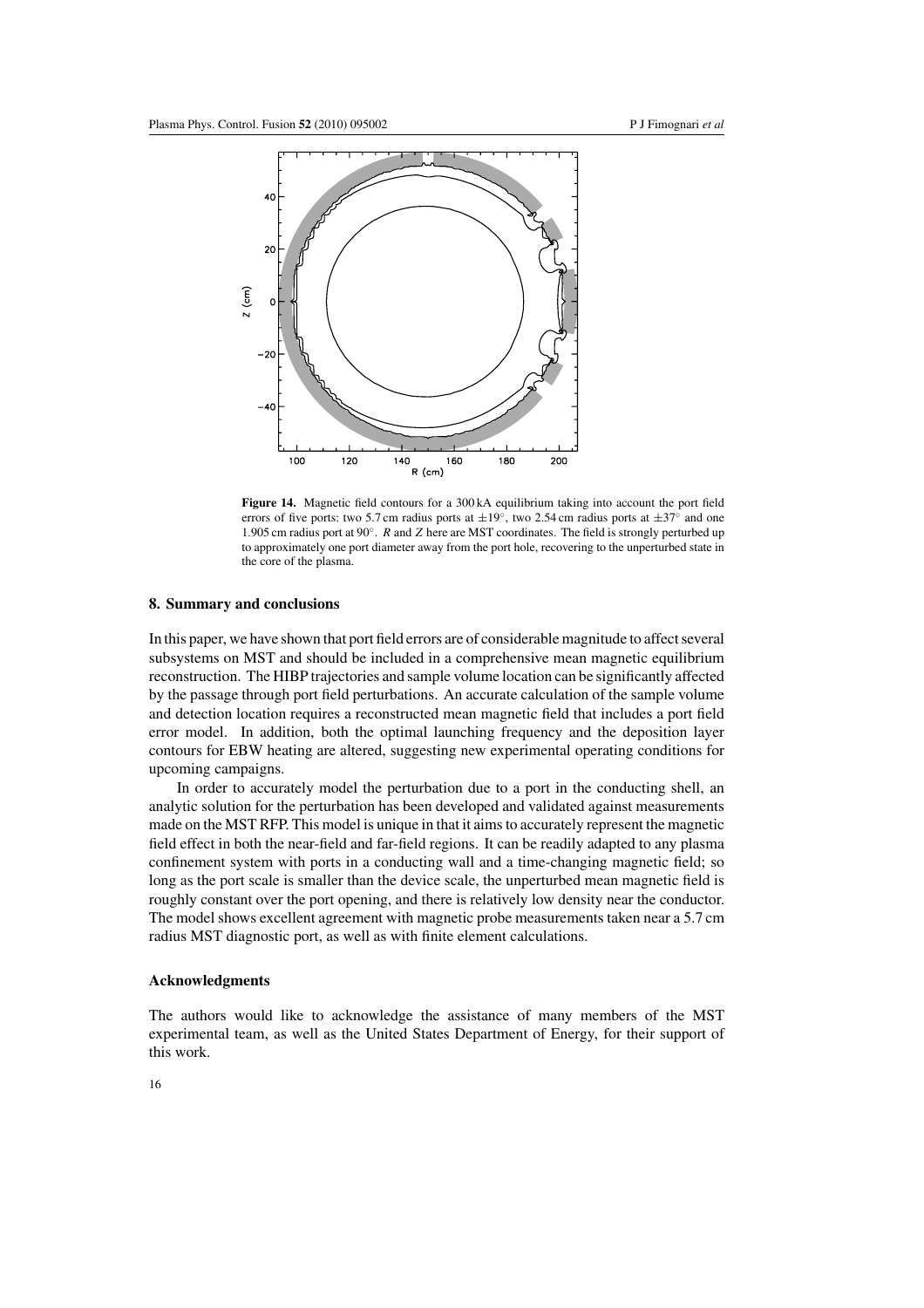Z (cm)

40

20

0

−20

−40

100 120 140 160 180 200

R (cm)

**Figure 14.** Magnetic field contours for a 300 kA equilibrium taking into account the port field errors of five ports: two 5.7 cm radius ports at $\pm 19^\circ$, two 2.54 cm radius ports at $\pm 37^\circ$ and one 1.905 cm radius port at $90^\circ$. *R* and *Z* here are MST coordinates. The field is strongly perturbed up to approximately one port diameter away from the port hole, recovering to the unperturbed state in the core of the plasma.

## 8. Summary and conclusions

In this paper, we have shown that port field errors are of considerable magnitude to affect several subsystems on MST and should be included in a comprehensive mean magnetic equilibrium reconstruction. The HIBP trajectories and sample volume location can be significantly affected by the passage through port field perturbations. An accurate calculation of the sample volume and detection location requires a reconstructed mean magnetic field that includes a port field error model. In addition, both the optimal launching frequency and the deposition layer contours for EBW heating are altered, suggesting new experimental operating conditions for upcoming campaigns.

In order to accurately model the perturbation due to a port in the conducting shell, an analytic solution for the perturbation has been developed and validated against measurements made on the MST RFP. This model is unique in that it aims to accurately represent the magnetic field effect in both the near-field and far-field regions. It can be readily adapted to any plasma confinement system with ports in a conducting wall and a time-changing magnetic field; so long as the port scale is smaller than the device scale, the unperturbed mean magnetic field is roughly constant over the port opening, and there is relatively low density near the conductor. The model shows excellent agreement with magnetic probe measurements taken near a 5.7 cm radius MST diagnostic port, as well as with finite element calculations.

### Acknowledgments

The authors would like to acknowledge the assistance of many members of the MST experimental team, as well as the United States Department of Energy, for their support of this work.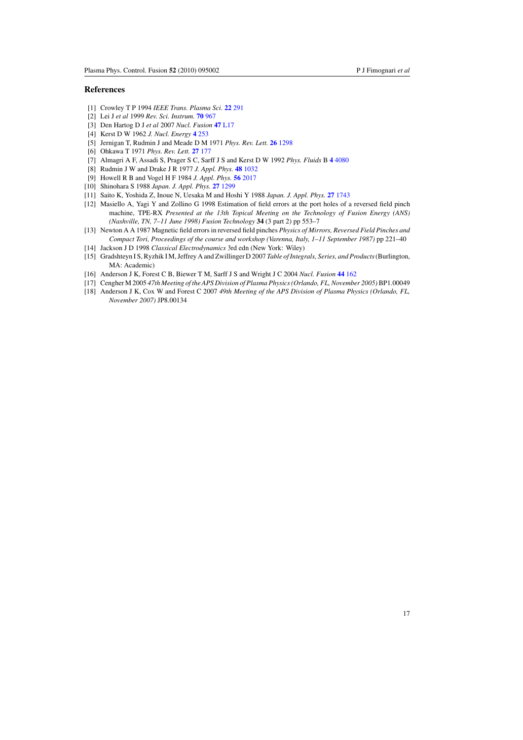## References

- [1] Crowley T P 1994 *IEEE Trans. Plasma Sci.* **22** 291
- [2] Lei J *et al* 1999 *Rev. Sci. Instrum.* **70** 967
- [3] Den Hartog D J *et al* 2007 *Nucl. Fusion* **47** L17
- [4] Kerst D W 1962 *J. Nucl. Energy* **4** 253
- [5] Jernigan T, Rudmin J and Meade D M 1971 *Phys. Rev. Lett.* **26** 1298
- [6] Ohkawa T 1971 *Phys. Rev. Lett.* **27** 177
- [7] Almagri A F, Assadi S, Prager S C, Sarff J S and Kerst D W 1992 *Phys. Fluids* B **4** 4080
- [8] Rudmin J W and Drake J R 1977 *J. Appl. Phys.* **48** 1032
- [9] Howell R B and Vogel H F 1984 *J. Appl. Phys.* **56** 2017
- [10] Shinohara S 1988 *Japan. J. Appl. Phys.* **27** 1299
- [11] Saito K, Yoshida Z, Inoue N, Uesaka M and Hoshi Y 1988 *Japan. J. Appl. Phys.* **27** 1743
- [12] Masiello A, Yagi Y and Zollino G 1998 Estimation of field errors at the port holes of a reversed field pinch machine, TPE-RX *Presented at the 13th Topical Meeting on the Technology of Fusion Energy (ANS) (Nashville, TN, 7–11 June 1998) Fusion Technology* **34** (3 part 2) pp 553–7
- [13] Newton A A 1987 Magnetic field errors in reversed field pinches *Physics of Mirrors, Reversed Field Pinches and Compact Tori, Proceedings of the course and workshop (Varenna, Italy, 1–11 September 1987)* pp 221–40
- [14] Jackson J D 1998 *Classical Electrodynamics* 3rd edn (New York: Wiley)
- [15] Gradshteyn I S, Ryzhik I M, Jeffrey A and Zwillinger D 2007 *Table of Integrals, Series, and Products* (Burlington, MA: Academic)
- [16] Anderson J K, Forest C B, Biewer T M, Sarff J S and Wright J C 2004 *Nucl. Fusion* **44** 162
- [17] Cengher M 2005 *47th Meeting of the APS Division of Plasma Physics (Orlando, FL, November 2005)* BP1.00049
- [18] Anderson J K, Cox W and Forest C 2007 *49th Meeting of the APS Division of Plasma Physics (Orlando, FL, November 2007)* JP8.00134